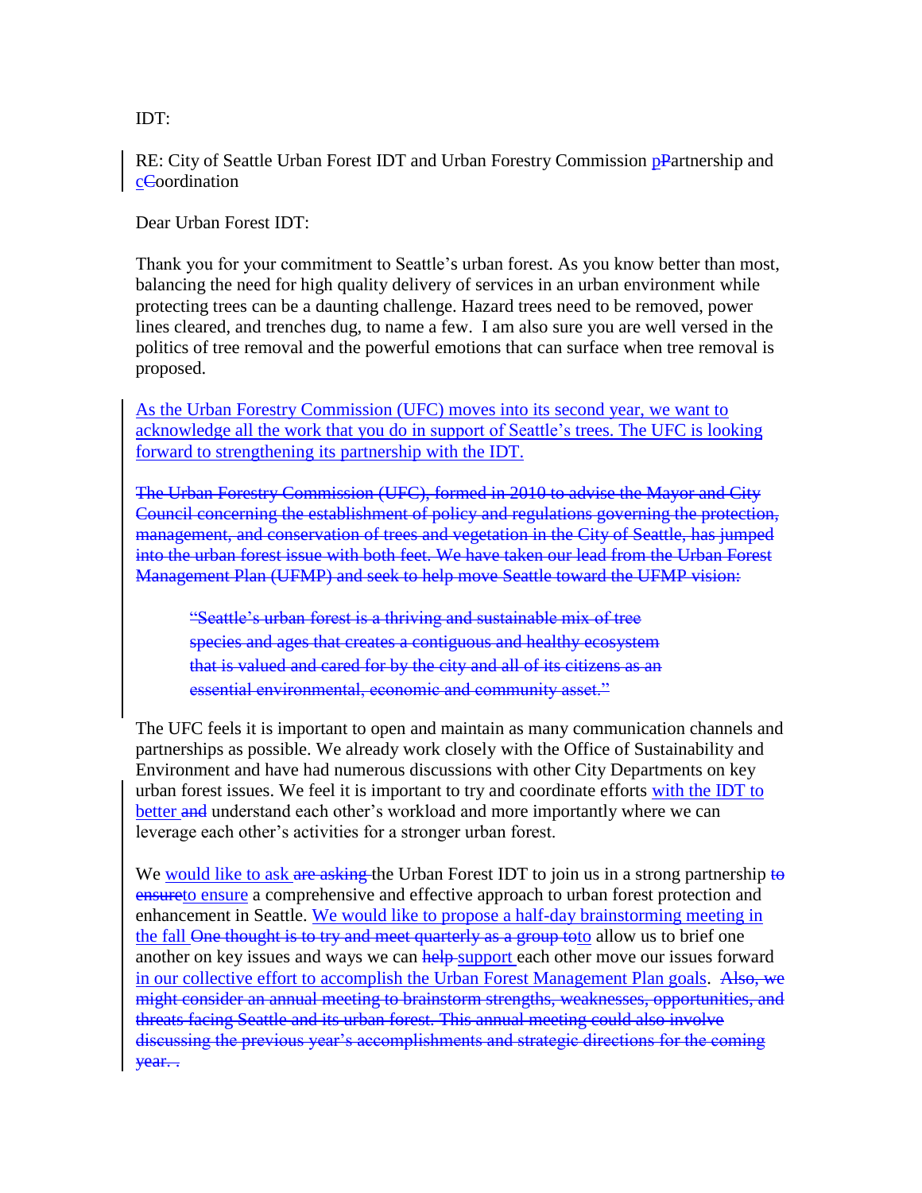IDT:

RE: City of Seattle Urban Forest IDT and Urban Forestry Commission p~~P~~artnership and c~~C~~oordination

Dear Urban Forest IDT:

Thank you for your commitment to Seattle's urban forest. As you know better than most, balancing the need for high quality delivery of services in an urban environment while protecting trees can be a daunting challenge. Hazard trees need to be removed, power lines cleared, and trenches dug, to name a few. I am also sure you are well versed in the politics of tree removal and the powerful emotions that can surface when tree removal is proposed.

As the Urban Forestry Commission (UFC) moves into its second year, we want to acknowledge all the work that you do in support of Seattle's trees. The UFC is looking forward to strengthening its partnership with the IDT.

~~The Urban Forestry Commission (UFC), formed in 2010 to advise the Mayor and City Council concerning the establishment of policy and regulations governing the protection, management, and conservation of trees and vegetation in the City of Seattle, has jumped into the urban forest issue with both feet. We have taken our lead from the Urban Forest Management Plan (UFMP) and seek to help move Seattle toward the UFMP vision:~~

> ~~"Seattle's urban forest is a thriving and sustainable mix of tree species and ages that creates a contiguous and healthy ecosystem that is valued and cared for by the city and all of its citizens as an essential environmental, economic and community asset."~~

The UFC feels it is important to open and maintain as many communication channels and partnerships as possible. We already work closely with the Office of Sustainability and Environment and have had numerous discussions with other City Departments on key urban forest issues. We feel it is important to try and coordinate efforts with the IDT to better ~~and~~ understand each other's workload and more importantly where we can leverage each other's activities for a stronger urban forest.

We would like to ask ~~are asking~~ the Urban Forest IDT to join us in a strong partnership ~~to ensure~~to ensure a comprehensive and effective approach to urban forest protection and enhancement in Seattle. We would like to propose a half-day brainstorming meeting in the fall ~~One thought is to try and meet quarterly as a group to~~to allow us to brief one another on key issues and ways we can ~~help~~ support each other move our issues forward in our collective effort to accomplish the Urban Forest Management Plan goals. ~~Also, we might consider an annual meeting to brainstorm strengths, weaknesses, opportunities, and threats facing Seattle and its urban forest. This annual meeting could also involve discussing the previous year's accomplishments and strategic directions for the coming year. .~~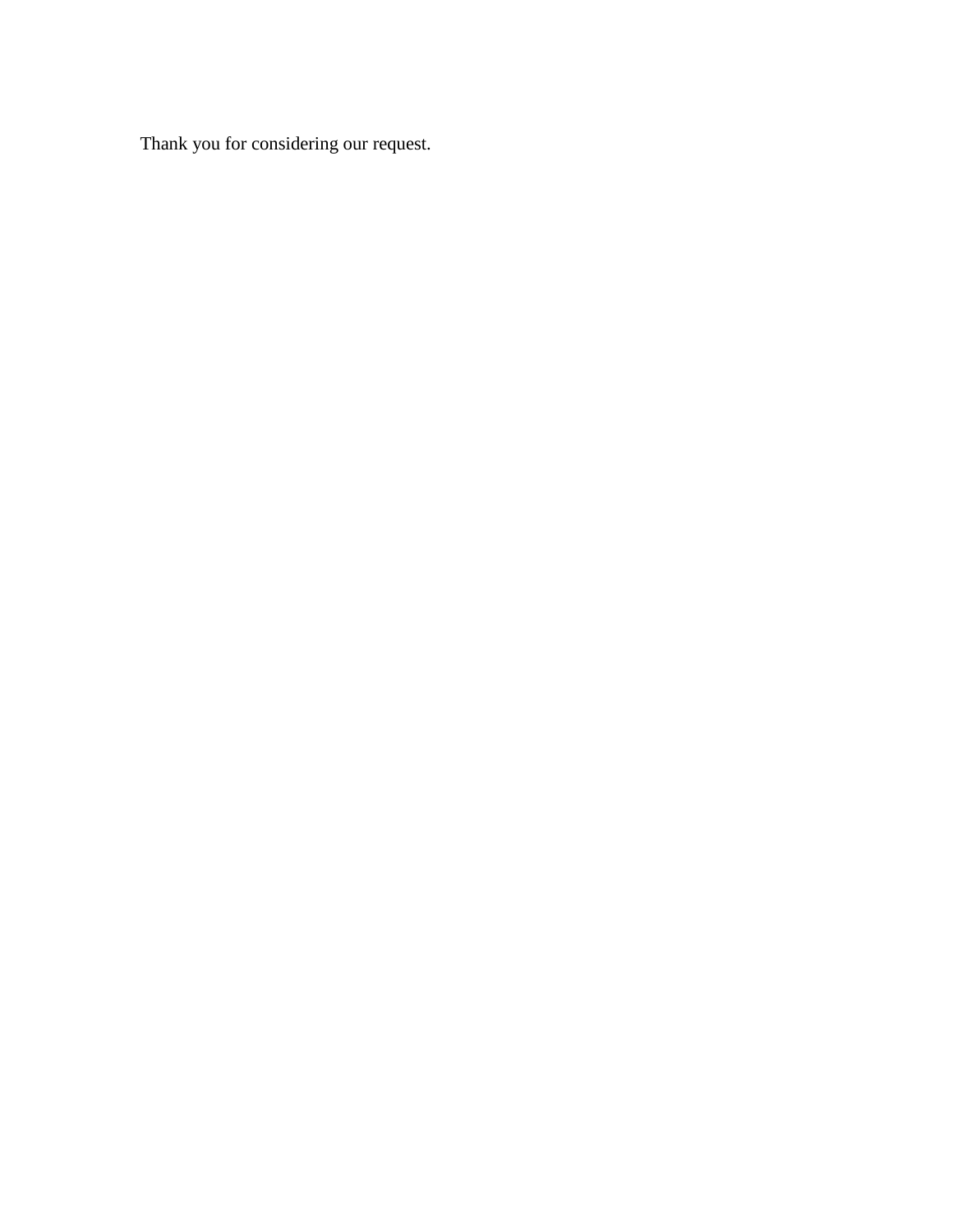Thank you for considering our request.